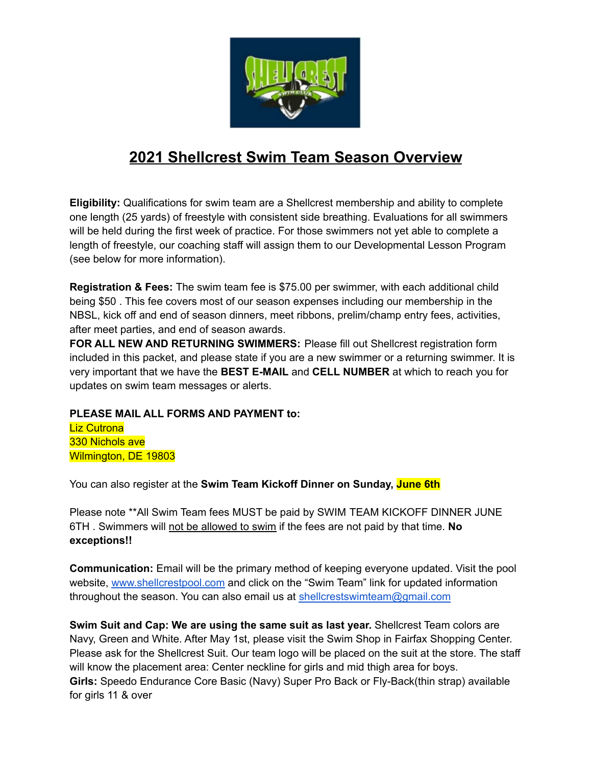# 2021 Shellcrest Swim Team Season Overview

**Eligibility:** Qualifications for swim team are a Shellcrest membership and ability to complete one length (25 yards) of freestyle with consistent side breathing. Evaluations for all swimmers will be held during the first week of practice. For those swimmers not yet able to complete a length of freestyle, our coaching staff will assign them to our Developmental Lesson Program (see below for more information).

**Registration & Fees:** The swim team fee is $75.00 per swimmer, with each additional child being $50 . This fee covers most of our season expenses including our membership in the NBSL, kick off and end of season dinners, meet ribbons, prelim/champ entry fees, activities, after meet parties, and end of season awards.

**FOR ALL NEW AND RETURNING SWIMMERS:** Please fill out Shellcrest registration form included in this packet, and please state if you are a new swimmer or a returning swimmer. It is very important that we have the **BEST E-MAIL** and **CELL NUMBER** at which to reach you for updates on swim team messages or alerts.

**PLEASE MAIL ALL FORMS AND PAYMENT to:**
Liz Cutrona
330 Nichols ave
Wilmington, DE 19803

You can also register at the **Swim Team Kickoff Dinner on Sunday, June 6th**

Please note **All Swim Team fees MUST be paid by SWIM TEAM KICKOFF DINNER JUNE 6TH . Swimmers will not be allowed to swim if the fees are not paid by that time. **No exceptions!!**

**Communication:** Email will be the primary method of keeping everyone updated. Visit the pool website, www.shellcrestpool.com and click on the "Swim Team" link for updated information throughout the season. You can also email us at shellcrestswimteam@gmail.com

**Swim Suit and Cap: We are using the same suit as last year.** Shellcrest Team colors are Navy, Green and White. After May 1st, please visit the Swim Shop in Fairfax Shopping Center. Please ask for the Shellcrest Suit. Our team logo will be placed on the suit at the store. The staff will know the placement area: Center neckline for girls and mid thigh area for boys.
**Girls:** Speedo Endurance Core Basic (Navy) Super Pro Back or Fly-Back(thin strap) available for girls 11 & over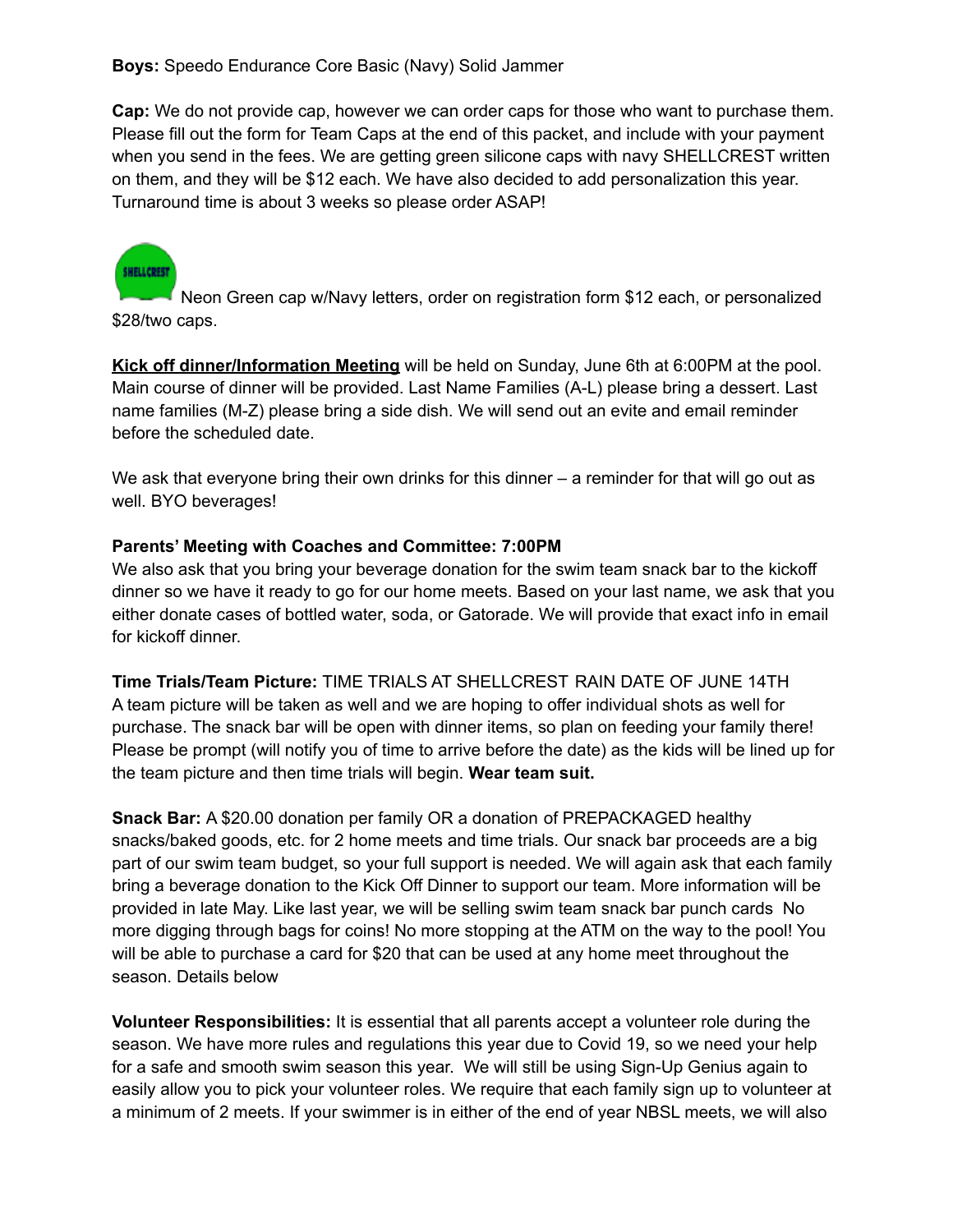**Boys:** Speedo Endurance Core Basic (Navy) Solid Jammer

**Cap:** We do not provide cap, however we can order caps for those who want to purchase them. Please fill out the form for Team Caps at the end of this packet, and include with your payment when you send in the fees. We are getting green silicone caps with navy SHELLCREST written on them, and they will be $12 each. We have also decided to add personalization this year. Turnaround time is about 3 weeks so please order ASAP!

Neon Green cap w/Navy letters, order on registration form $12 each, or personalized $28/two caps.

**Kick off dinner/Information Meeting** will be held on Sunday, June 6th at 6:00PM at the pool. Main course of dinner will be provided. Last Name Families (A-L) please bring a dessert. Last name families (M-Z) please bring a side dish. We will send out an evite and email reminder before the scheduled date.

We ask that everyone bring their own drinks for this dinner – a reminder for that will go out as well. BYO beverages!

**Parents' Meeting with Coaches and Committee: 7:00PM**
We also ask that you bring your beverage donation for the swim team snack bar to the kickoff dinner so we have it ready to go for our home meets. Based on your last name, we ask that you either donate cases of bottled water, soda, or Gatorade. We will provide that exact info in email for kickoff dinner.

**Time Trials/Team Picture:** TIME TRIALS AT SHELLCREST RAIN DATE OF JUNE 14TH
A team picture will be taken as well and we are hoping to offer individual shots as well for purchase. The snack bar will be open with dinner items, so plan on feeding your family there! Please be prompt (will notify you of time to arrive before the date) as the kids will be lined up for the team picture and then time trials will begin. **Wear team suit.**

**Snack Bar:** A $20.00 donation per family OR a donation of PREPACKAGED healthy snacks/baked goods, etc. for 2 home meets and time trials. Our snack bar proceeds are a big part of our swim team budget, so your full support is needed. We will again ask that each family bring a beverage donation to the Kick Off Dinner to support our team. More information will be provided in late May. Like last year, we will be selling swim team snack bar punch cards No more digging through bags for coins! No more stopping at the ATM on the way to the pool! You will be able to purchase a card for $20 that can be used at any home meet throughout the season. Details below

**Volunteer Responsibilities:** It is essential that all parents accept a volunteer role during the season. We have more rules and regulations this year due to Covid 19, so we need your help for a safe and smooth swim season this year. We will still be using Sign-Up Genius again to easily allow you to pick your volunteer roles. We require that each family sign up to volunteer at a minimum of 2 meets. If your swimmer is in either of the end of year NBSL meets, we will also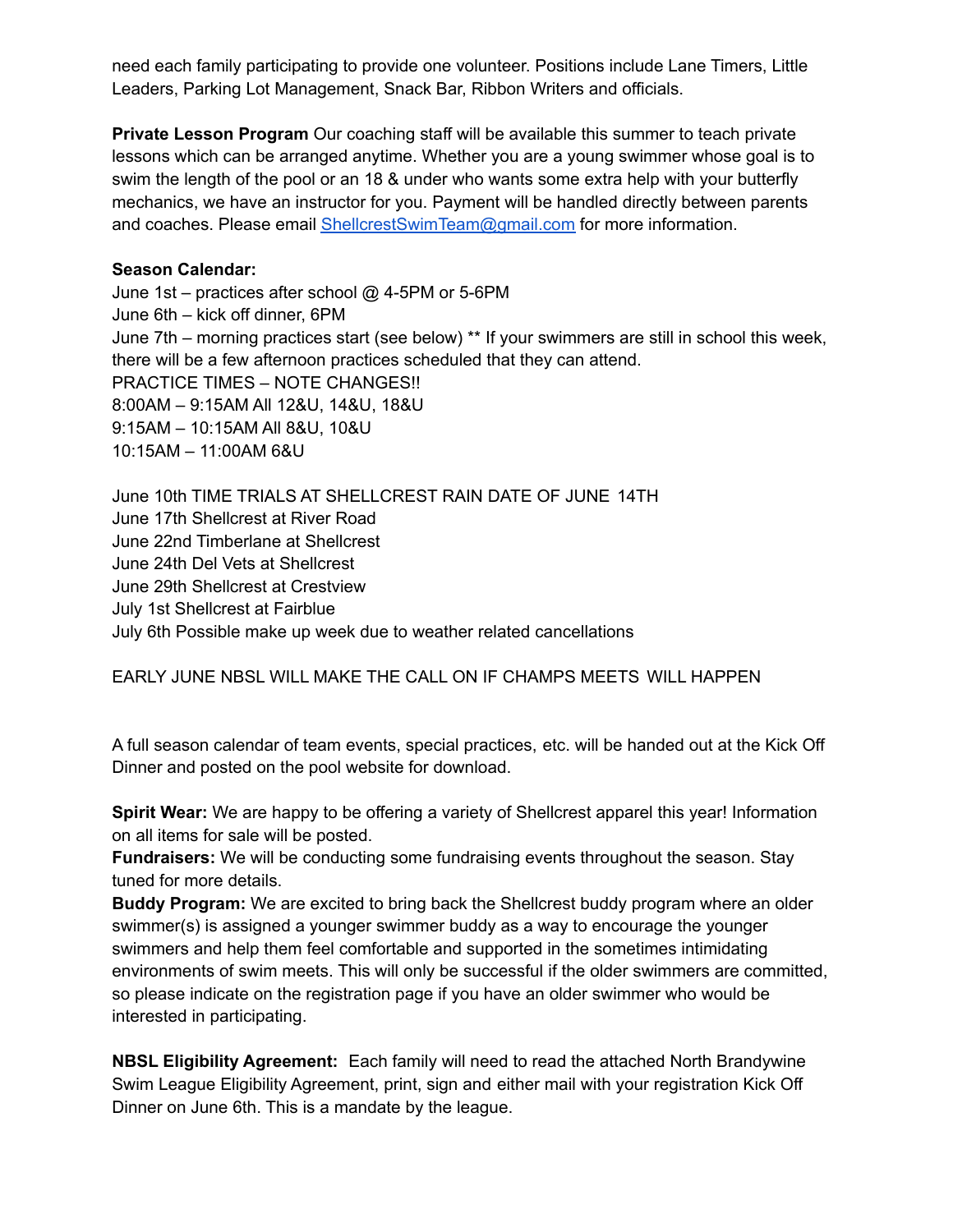need each family participating to provide one volunteer. Positions include Lane Timers, Little Leaders, Parking Lot Management, Snack Bar, Ribbon Writers and officials.

**Private Lesson Program** Our coaching staff will be available this summer to teach private lessons which can be arranged anytime. Whether you are a young swimmer whose goal is to swim the length of the pool or an 18 & under who wants some extra help with your butterfly mechanics, we have an instructor for you. Payment will be handled directly between parents and coaches. Please email [ShellcrestSwimTeam@gmail.com](mailto:ShellcrestSwimTeam@gmail.com) for more information.

**Season Calendar:**

June 1st – practices after school @ 4-5PM or 5-6PM
June 6th – kick off dinner, 6PM
June 7th – morning practices start (see below) ** If your swimmers are still in school this week, there will be a few afternoon practices scheduled that they can attend.
PRACTICE TIMES – NOTE CHANGES!!
8:00AM – 9:15AM All 12&U, 14&U, 18&U
9:15AM – 10:15AM All 8&U, 10&U
10:15AM – 11:00AM 6&U

June 10th TIME TRIALS AT SHELLCREST RAIN DATE OF JUNE 14TH
June 17th Shellcrest at River Road
June 22nd Timberlane at Shellcrest
June 24th Del Vets at Shellcrest
June 29th Shellcrest at Crestview
July 1st Shellcrest at Fairblue
July 6th Possible make up week due to weather related cancellations

EARLY JUNE NBSL WILL MAKE THE CALL ON IF CHAMPS MEETS WILL HAPPEN

A full season calendar of team events, special practices, etc. will be handed out at the Kick Off Dinner and posted on the pool website for download.

**Spirit Wear:** We are happy to be offering a variety of Shellcrest apparel this year! Information on all items for sale will be posted.
**Fundraisers:** We will be conducting some fundraising events throughout the season. Stay tuned for more details.
**Buddy Program:** We are excited to bring back the Shellcrest buddy program where an older swimmer(s) is assigned a younger swimmer buddy as a way to encourage the younger swimmers and help them feel comfortable and supported in the sometimes intimidating environments of swim meets. This will only be successful if the older swimmers are committed, so please indicate on the registration page if you have an older swimmer who would be interested in participating.

**NBSL Eligibility Agreement:** Each family will need to read the attached North Brandywine Swim League Eligibility Agreement, print, sign and either mail with your registration Kick Off Dinner on June 6th. This is a mandate by the league.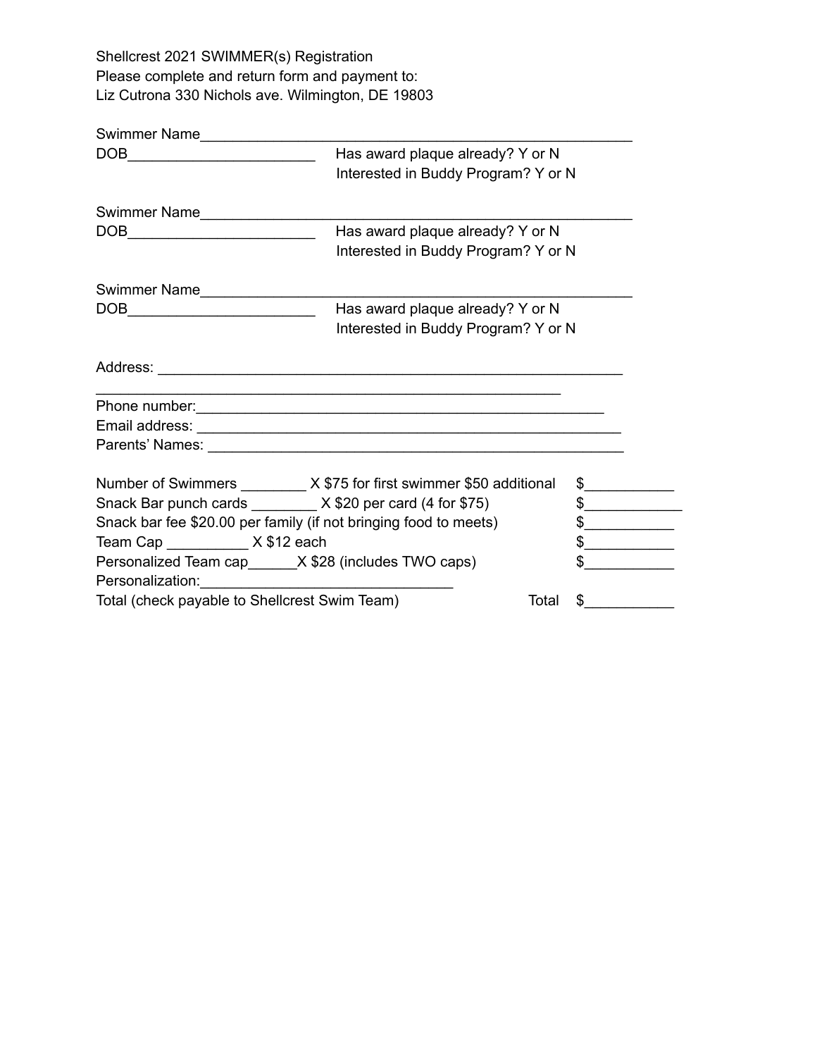Shellcrest 2021 SWIMMER(s) Registration
Please complete and return form and payment to:
Liz Cutrona 330 Nichols ave. Wilmington, DE 19803

Swimmer Name_______________________________________________________
DOB_______________________ Has award plaque already? Y or N
Interested in Buddy Program? Y or N

Swimmer Name_______________________________________________________
DOB_______________________ Has award plaque already? Y or N
Interested in Buddy Program? Y or N

Swimmer Name_______________________________________________________
DOB_______________________ Has award plaque already? Y or N
Interested in Buddy Program? Y or N

Address: _____________________________________________________________
___________________________________________________________
Phone number:_____________________________________________________
Email address: ______________________________________________________
Parents' Names: _____________________________________________________

Number of Swimmers ________ X $75 for first swimmer $50 additional $___________
Snack Bar punch cards ________ X $20 per card (4 for $75) $____________
Snack bar fee $20.00 per family (if not bringing food to meets) $___________
Team Cap __________ X $12 each $___________
Personalized Team cap______X $28 (includes TWO caps) $___________
Personalization:_______________________________
Total (check payable to Shellcrest Swim Team) Total $___________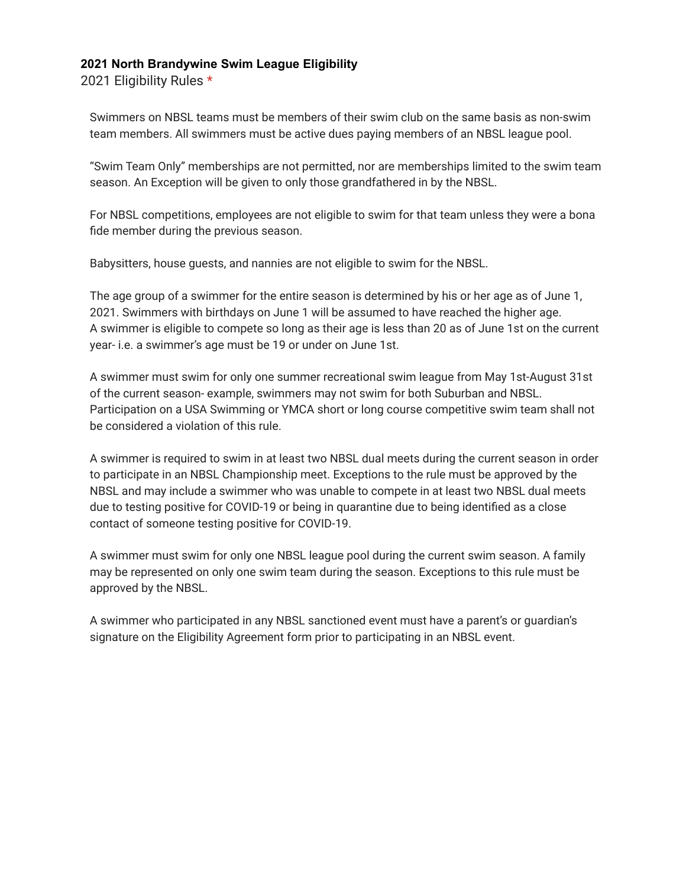**2021 North Brandywine Swim League Eligibility**

2021 Eligibility Rules *

Swimmers on NBSL teams must be members of their swim club on the same basis as non-swim team members. All swimmers must be active dues paying members of an NBSL league pool.

“Swim Team Only” memberships are not permitted, nor are memberships limited to the swim team season. An Exception will be given to only those grandfathered in by the NBSL.

For NBSL competitions, employees are not eligible to swim for that team unless they were a bona fide member during the previous season.

Babysitters, house guests, and nannies are not eligible to swim for the NBSL.

The age group of a swimmer for the entire season is determined by his or her age as of June 1, 2021. Swimmers with birthdays on June 1 will be assumed to have reached the higher age. A swimmer is eligible to compete so long as their age is less than 20 as of June 1st on the current year- i.e. a swimmer’s age must be 19 or under on June 1st.

A swimmer must swim for only one summer recreational swim league from May 1st-August 31st of the current season- example, swimmers may not swim for both Suburban and NBSL. Participation on a USA Swimming or YMCA short or long course competitive swim team shall not be considered a violation of this rule.

A swimmer is required to swim in at least two NBSL dual meets during the current season in order to participate in an NBSL Championship meet. Exceptions to the rule must be approved by the NBSL and may include a swimmer who was unable to compete in at least two NBSL dual meets due to testing positive for COVID-19 or being in quarantine due to being identified as a close contact of someone testing positive for COVID-19.

A swimmer must swim for only one NBSL league pool during the current swim season. A family may be represented on only one swim team during the season. Exceptions to this rule must be approved by the NBSL.

A swimmer who participated in any NBSL sanctioned event must have a parent’s or guardian’s signature on the Eligibility Agreement form prior to participating in an NBSL event.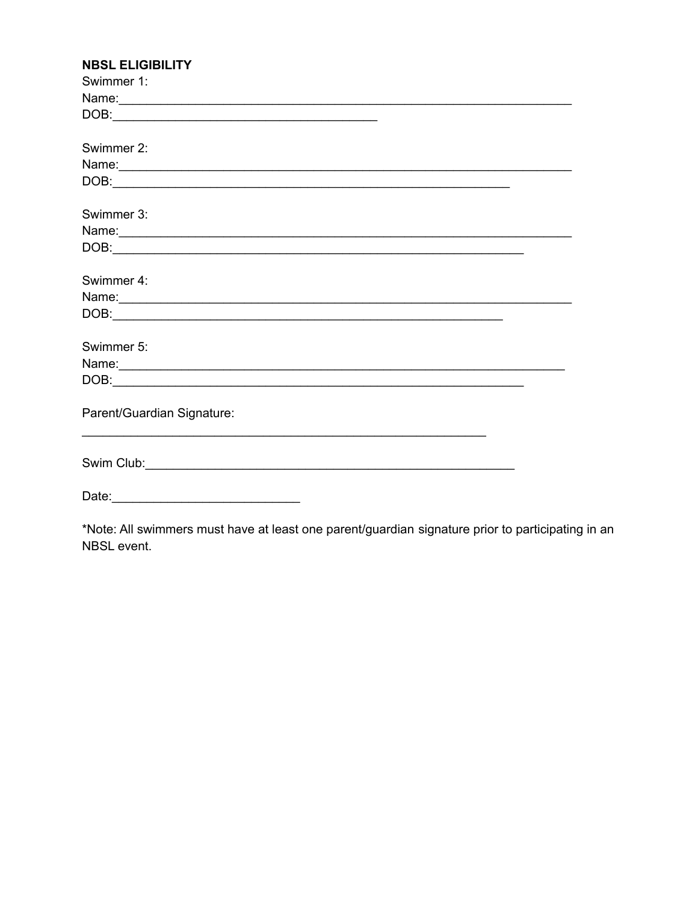**NBSL ELIGIBILITY**

Swimmer 1:
Name:______________________________________________________________________
DOB:________________________________________

Swimmer 2:
Name:______________________________________________________________________
DOB:____________________________________________________________

Swimmer 3:
Name:______________________________________________________________________
DOB:______________________________________________________________

Swimmer 4:
Name:______________________________________________________________________
DOB:___________________________________________________________

Swimmer 5:
Name:_____________________________________________________________________
DOB:______________________________________________________________

Parent/Guardian Signature:
______________________________________________________________

Swim Club:________________________________________________________

Date:___________________________

*Note: All swimmers must have at least one parent/guardian signature prior to participating in an NBSL event.